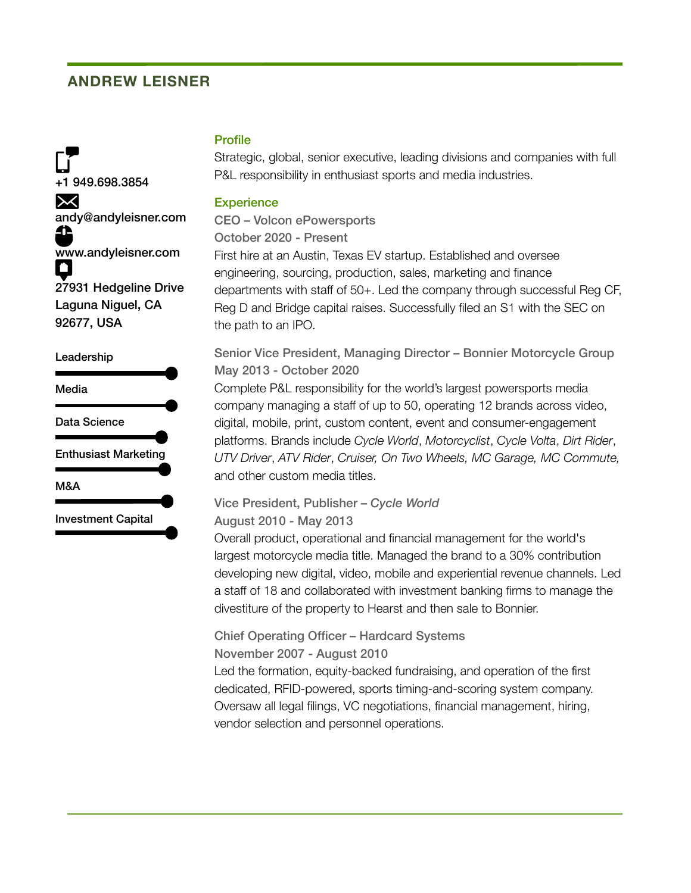# ANDREW LEISNER

+1 949.698.3854

andy@andyleisner.com

www.andyleisner.com

27931 Hedgeline Drive
Laguna Niguel, CA
92677, USA

Leadership

Media

Data Science

Enthusiast Marketing

M&A

Investment Capital

## Profile

Strategic, global, senior executive, leading divisions and companies with full P&L responsibility in enthusiast sports and media industries.

## Experience

### CEO – Volcon ePowersports
**October 2020 - Present**

First hire at an Austin, Texas EV startup. Established and oversee engineering, sourcing, production, sales, marketing and finance departments with staff of 50+. Led the company through successful Reg CF, Reg D and Bridge capital raises. Successfully filed an S1 with the SEC on the path to an IPO.

### Senior Vice President, Managing Director – Bonnier Motorcycle Group
**May 2013 - October 2020**

Complete P&L responsibility for the world's largest powersports media company managing a staff of up to 50, operating 12 brands across video, digital, mobile, print, custom content, event and consumer-engagement platforms. Brands include *Cycle World*, *Motorcyclist*, *Cycle Volta*, *Dirt Rider*, *UTV Driver*, *ATV Rider*, *Cruiser, On Two Wheels, MC Garage, MC Commute,* and other custom media titles.

### Vice President, Publisher – *Cycle World*
**August 2010 - May 2013**

Overall product, operational and financial management for the world's largest motorcycle media title. Managed the brand to a 30% contribution developing new digital, video, mobile and experiential revenue channels. Led a staff of 18 and collaborated with investment banking firms to manage the divestiture of the property to Hearst and then sale to Bonnier.

### Chief Operating Officer – Hardcard Systems
**November 2007 - August 2010**

Led the formation, equity-backed fundraising, and operation of the first dedicated, RFID-powered, sports timing-and-scoring system company. Oversaw all legal filings, VC negotiations, financial management, hiring, vendor selection and personnel operations.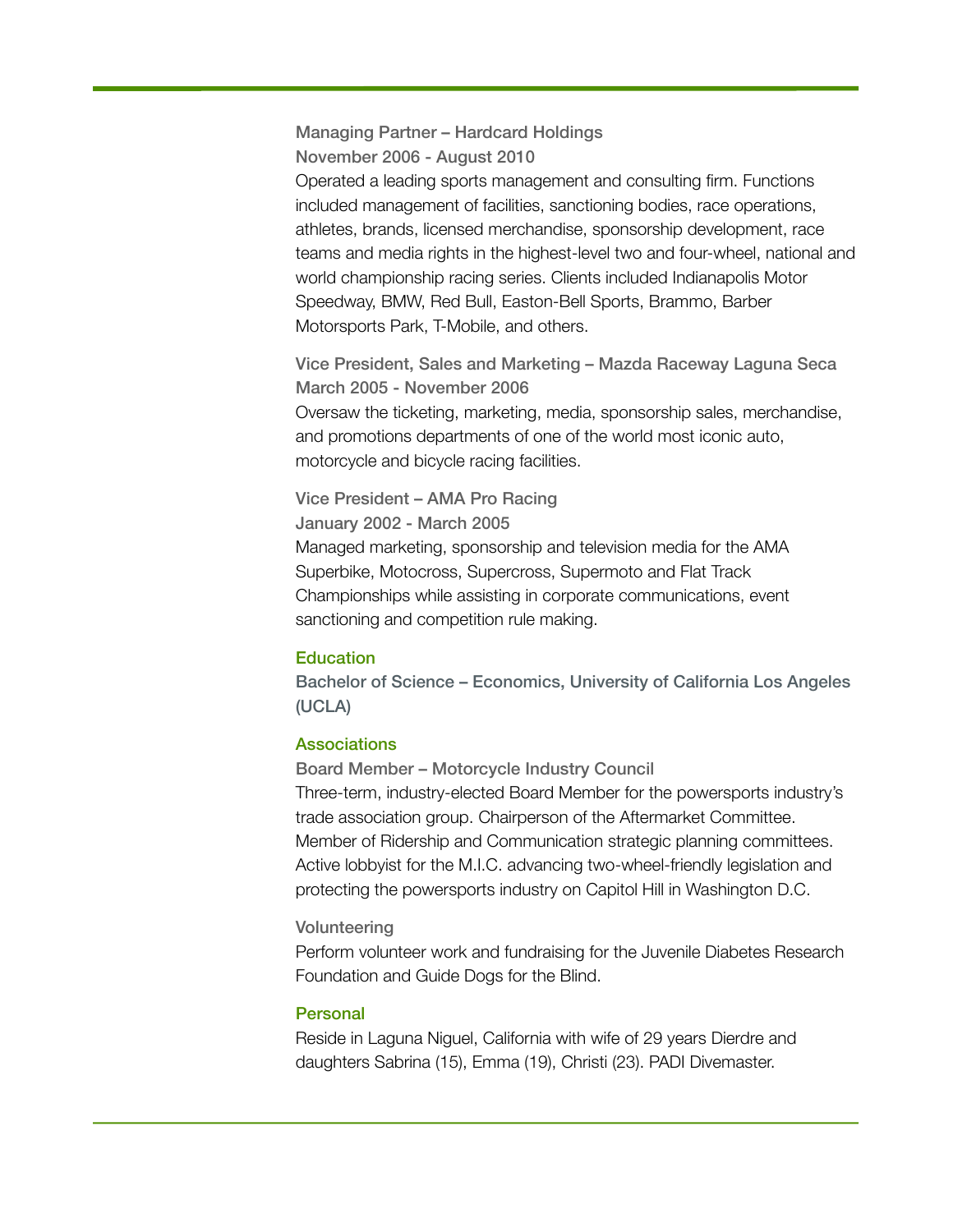**Managing Partner – Hardcard Holdings**
**November 2006 - August 2010**
Operated a leading sports management and consulting firm. Functions included management of facilities, sanctioning bodies, race operations, athletes, brands, licensed merchandise, sponsorship development, race teams and media rights in the highest-level two and four-wheel, national and world championship racing series. Clients included Indianapolis Motor Speedway, BMW, Red Bull, Easton-Bell Sports, Brammo, Barber Motorsports Park, T-Mobile, and others.

**Vice President, Sales and Marketing – Mazda Raceway Laguna Seca**
**March 2005 - November 2006**
Oversaw the ticketing, marketing, media, sponsorship sales, merchandise, and promotions departments of one of the world most iconic auto, motorcycle and bicycle racing facilities.

**Vice President – AMA Pro Racing**
**January 2002 - March 2005**
Managed marketing, sponsorship and television media for the AMA Superbike, Motocross, Supercross, Supermoto and Flat Track Championships while assisting in corporate communications, event sanctioning and competition rule making.

## Education

**Bachelor of Science – Economics, University of California Los Angeles (UCLA)**

## Associations

**Board Member – Motorcycle Industry Council**
Three-term, industry-elected Board Member for the powersports industry's trade association group. Chairperson of the Aftermarket Committee. Member of Ridership and Communication strategic planning committees. Active lobbyist for the M.I.C. advancing two-wheel-friendly legislation and protecting the powersports industry on Capitol Hill in Washington D.C.

**Volunteering**
Perform volunteer work and fundraising for the Juvenile Diabetes Research Foundation and Guide Dogs for the Blind.

## Personal

Reside in Laguna Niguel, California with wife of 29 years Dierdre and daughters Sabrina (15), Emma (19), Christi (23). PADI Divemaster.